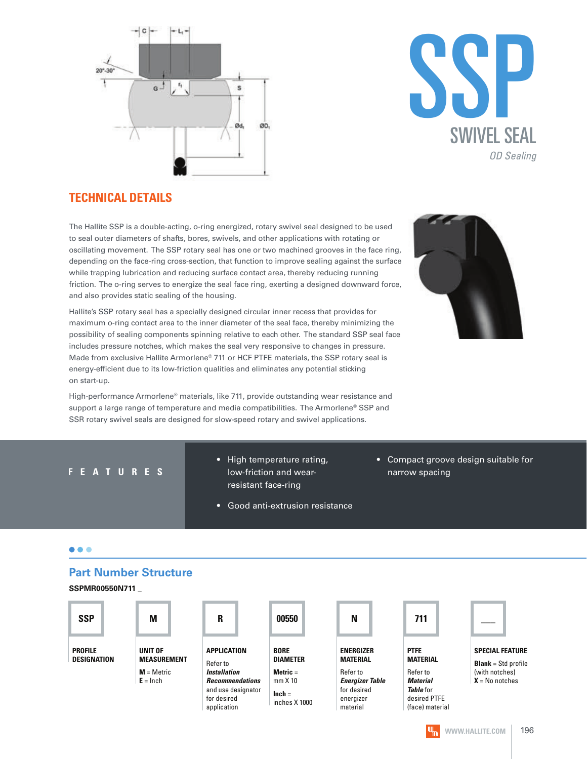# SSP

## SWIVEL SEAL

*OD Sealing*

## TECHNICAL DETAILS

The Hallite SSP is a double-acting, o-ring energized, rotary swivel seal designed to be used to seal outer diameters of shafts, bores, swivels, and other applications with rotating or oscillating movement. The SSP rotary seal has one or two machined grooves in the face ring, depending on the face-ring cross-section, that function to improve sealing against the surface while trapping lubrication and reducing surface contact area, thereby reducing running friction. The o-ring serves to energize the seal face ring, exerting a designed downward force, and also provides static sealing of the housing.

Hallite's SSP rotary seal has a specially designed circular inner recess that provides for maximum o-ring contact area to the inner diameter of the seal face, thereby minimizing the possibility of sealing components spinning relative to each other. The standard SSP seal face includes pressure notches, which makes the seal very responsive to changes in pressure. Made from exclusive Hallite Armorlene® 711 or HCF PTFE materials, the SSP rotary seal is energy-efficient due to its low-friction qualities and eliminates any potential sticking on start-up.

High-performance Armorlene® materials, like 711, provide outstanding wear resistance and support a large range of temperature and media compatibilities. The Armorlene® SSP and SSR rotary swivel seals are designed for slow-speed rotary and swivel applications.

## FEATURES

- High temperature rating, low-friction and wear-resistant face-ring
- Good anti-extrusion resistance
- Compact groove design suitable for narrow spacing

## Part Number Structure

**SSPMR00550N711 _**

| SSP | M | R | 00550 | N | 711 | ___ |
|---|---|---|---|---|---|---|
| **PROFILE DESIGNATION** | **UNIT OF MEASUREMENT** | **APPLICATION** | **BORE DIAMETER** | **ENERGIZER MATERIAL** | **PTFE MATERIAL** | **SPECIAL FEATURE** |
| | **M** = Metric<br>**E** = Inch | Refer to ***Installation Recommendations*** and use designator for desired application | **Metric** = mm X 10<br>**Inch** = inches X 1000 | Refer to ***Energizer Table*** for desired energizer material | Refer to ***Material Table*** for desired PTFE (face) material | **Blank** = Std profile (with notches)<br>**X** = No notches |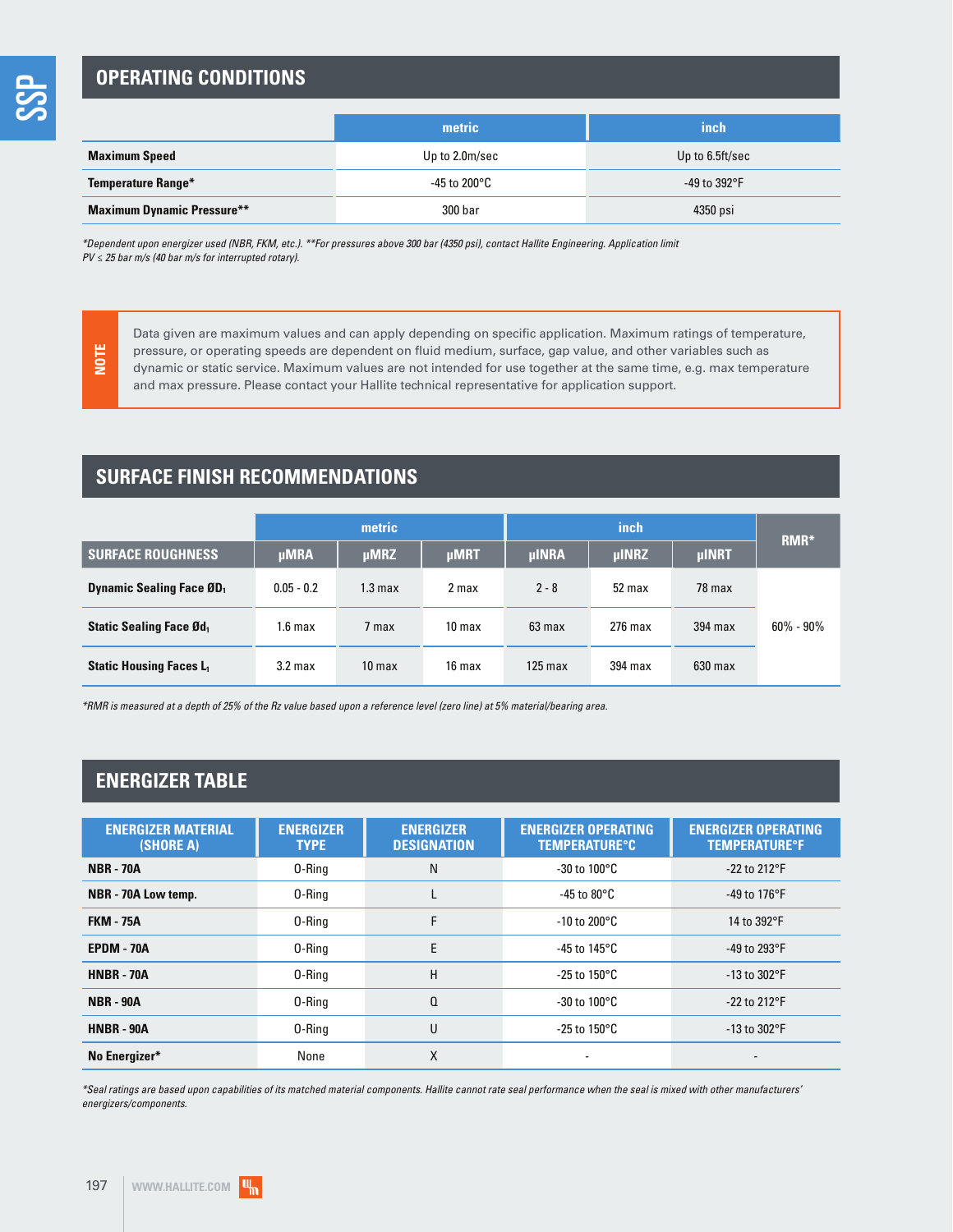## OPERATING CONDITIONS

| | metric | inch |
|---|---|---|
| **Maximum Speed** | Up to 2.0m/sec | Up to 6.5ft/sec |
| **Temperature Range*** | -45 to 200°C | -49 to 392°F |
| **Maximum Dynamic Pressure**** | 300 bar | 4350 psi |

*\*Dependent upon energizer used (NBR, FKM, etc.). \*\*For pressures above 300 bar (4350 psi), contact Hallite Engineering. Application limit PV ≤ 25 bar m/s (40 bar m/s for interrupted rotary).*

> **NOTE**
>
> Data given are maximum values and can apply depending on specific application. Maximum ratings of temperature, pressure, or operating speeds are dependent on fluid medium, surface, gap value, and other variables such as dynamic or static service. Maximum values are not intended for use together at the same time, e.g. max temperature and max pressure. Please contact your Hallite technical representative for application support.

## SURFACE FINISH RECOMMENDATIONS

| | metric | | | inch | | | RMR* |
|---|---|---|---|---|---|---|---|
| **SURFACE ROUGHNESS** | µMRA | µMRZ | µMRT | µINRA | µINRZ | µINRT | |
| **Dynamic Sealing Face $ØD_1$** | 0.05 - 0.2 | 1.3 max | 2 max | 2 - 8 | 52 max | 78 max | 60% - 90% |
| **Static Sealing Face $Ød_1$** | 1.6 max | 7 max | 10 max | 63 max | 276 max | 394 max | |
| **Static Housing Faces $L_1$** | 3.2 max | 10 max | 16 max | 125 max | 394 max | 630 max | |

*\*RMR is measured at a depth of 25% of the Rz value based upon a reference level (zero line) at 5% material/bearing area.*

## ENERGIZER TABLE

| ENERGIZER MATERIAL (SHORE A) | ENERGIZER TYPE | ENERGIZER DESIGNATION | ENERGIZER OPERATING TEMPERATURE°C | ENERGIZER OPERATING TEMPERATURE°F |
|---|---|---|---|---|
| **NBR - 70A** | O-Ring | N | -30 to 100°C | -22 to 212°F |
| **NBR - 70A Low temp.** | O-Ring | L | -45 to 80°C | -49 to 176°F |
| **FKM - 75A** | O-Ring | F | -10 to 200°C | 14 to 392°F |
| **EPDM - 70A** | O-Ring | E | -45 to 145°C | -49 to 293°F |
| **HNBR - 70A** | O-Ring | H | -25 to 150°C | -13 to 302°F |
| **NBR - 90A** | O-Ring | Q | -30 to 100°C | -22 to 212°F |
| **HNBR - 90A** | O-Ring | U | -25 to 150°C | -13 to 302°F |
| **No Energizer*** | None | X | - | - |

*\*Seal ratings are based upon capabilities of its matched material components. Hallite cannot rate seal performance when the seal is mixed with other manufacturers' energizers/components.*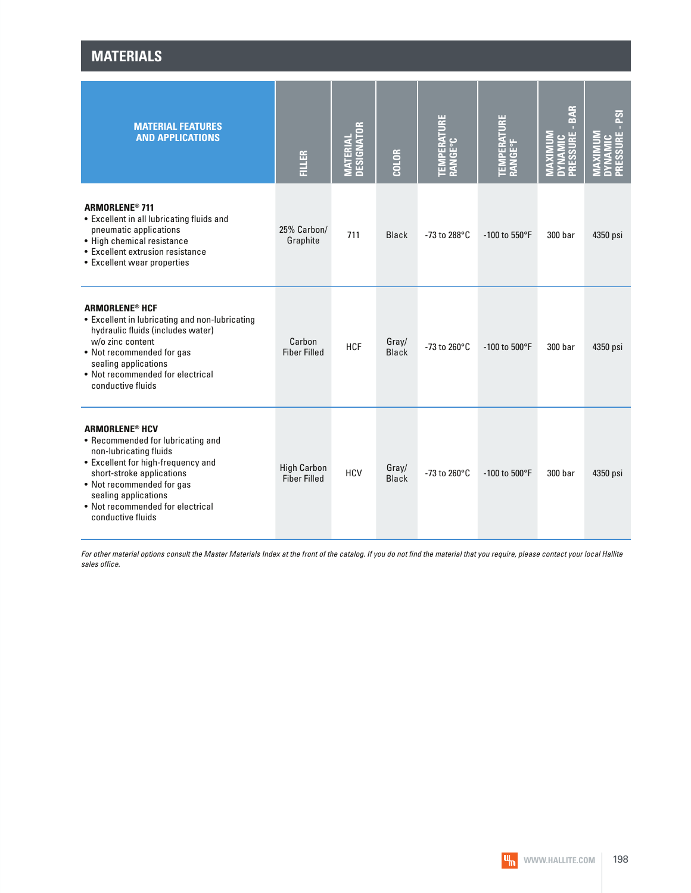## MATERIALS

| MATERIAL FEATURES AND APPLICATIONS | FILLER | MATERIAL DESIGNATOR | COLOR | TEMPERATURE RANGE°C | TEMPERATURE RANGE°F | MAXIMUM DYNAMIC PRESSURE - BAR | MAXIMUM DYNAMIC PRESSURE - PSI |
|---|---|---|---|---|---|---|---|
| **ARMORLENE® 711**<br>• Excellent in all lubricating fluids and pneumatic applications<br>• High chemical resistance<br>• Excellent extrusion resistance<br>• Excellent wear properties | 25% Carbon/ Graphite | 711 | Black | -73 to 288°C | -100 to 550°F | 300 bar | 4350 psi |
| **ARMORLENE® HCF**<br>• Excellent in lubricating and non-lubricating hydraulic fluids (includes water) w/o zinc content<br>• Not recommended for gas sealing applications<br>• Not recommended for electrical conductive fluids | Carbon Fiber Filled | HCF | Gray/ Black | -73 to 260°C | -100 to 500°F | 300 bar | 4350 psi |
| **ARMORLENE® HCV**<br>• Recommended for lubricating and non-lubricating fluids<br>• Excellent for high-frequency and short-stroke applications<br>• Not recommended for gas sealing applications<br>• Not recommended for electrical conductive fluids | High Carbon Fiber Filled | HCV | Gray/ Black | -73 to 260°C | -100 to 500°F | 300 bar | 4350 psi |

*For other material options consult the Master Materials Index at the front of the catalog. If you do not find the material that you require, please contact your local Hallite sales office.*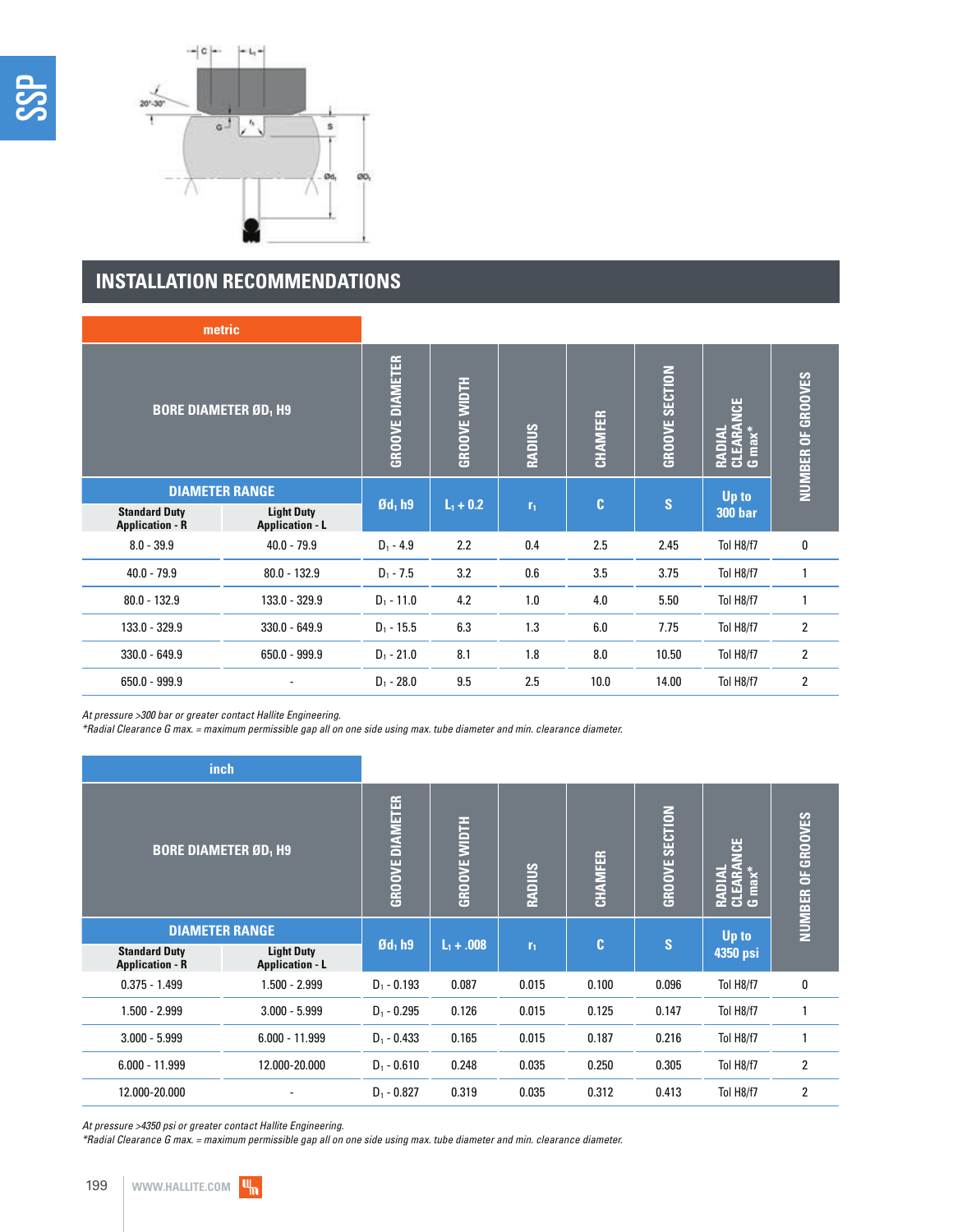## INSTALLATION RECOMMENDATIONS

**metric**

| BORE DIAMETER $ØD_1$ H9 | | GROOVE DIAMETER | GROOVE WIDTH | RADIUS | CHAMFER | GROOVE SECTION | RADIAL CLEARANCE G max* | NUMBER OF GROOVES |
|---|---|---|---|---|---|---|---|---|
| DIAMETER RANGE | | $Ød_1$ h9 | $L_1$ + 0.2 | $r_1$ | C | S | Up to 300 bar | |
| Standard Duty Application - R | Light Duty Application - L | | | | | | | |
| 8.0 - 39.9 | 40.0 - 79.9 | $D_1$ - 4.9 | 2.2 | 0.4 | 2.5 | 2.45 | Tol H8/f7 | 0 |
| 40.0 - 79.9 | 80.0 - 132.9 | $D_1$ - 7.5 | 3.2 | 0.6 | 3.5 | 3.75 | Tol H8/f7 | 1 |
| 80.0 - 132.9 | 133.0 - 329.9 | $D_1$ - 11.0 | 4.2 | 1.0 | 4.0 | 5.50 | Tol H8/f7 | 1 |
| 133.0 - 329.9 | 330.0 - 649.9 | $D_1$ - 15.5 | 6.3 | 1.3 | 6.0 | 7.75 | Tol H8/f7 | 2 |
| 330.0 - 649.9 | 650.0 - 999.9 | $D_1$ - 21.0 | 8.1 | 1.8 | 8.0 | 10.50 | Tol H8/f7 | 2 |
| 650.0 - 999.9 | - | $D_1$ - 28.0 | 9.5 | 2.5 | 10.0 | 14.00 | Tol H8/f7 | 2 |

*At pressure >300 bar or greater contact Hallite Engineering.*
**Radial Clearance G max. = maximum permissible gap all on one side using max. tube diameter and min. clearance diameter.*

**inch**

| BORE DIAMETER $ØD_1$ H9 | | GROOVE DIAMETER | GROOVE WIDTH | RADIUS | CHAMFER | GROOVE SECTION | RADIAL CLEARANCE G max* | NUMBER OF GROOVES |
|---|---|---|---|---|---|---|---|---|
| DIAMETER RANGE | | $Ød_1$ h9 | $L_1$ + .008 | $r_1$ | C | S | Up to 4350 psi | |
| Standard Duty Application - R | Light Duty Application - L | | | | | | | |
| 0.375 - 1.499 | 1.500 - 2.999 | $D_1$ - 0.193 | 0.087 | 0.015 | 0.100 | 0.096 | Tol H8/f7 | 0 |
| 1.500 - 2.999 | 3.000 - 5.999 | $D_1$ - 0.295 | 0.126 | 0.015 | 0.125 | 0.147 | Tol H8/f7 | 1 |
| 3.000 - 5.999 | 6.000 - 11.999 | $D_1$ - 0.433 | 0.165 | 0.015 | 0.187 | 0.216 | Tol H8/f7 | 1 |
| 6.000 - 11.999 | 12.000-20.000 | $D_1$ - 0.610 | 0.248 | 0.035 | 0.250 | 0.305 | Tol H8/f7 | 2 |
| 12.000-20.000 | - | $D_1$ - 0.827 | 0.319 | 0.035 | 0.312 | 0.413 | Tol H8/f7 | 2 |

*At pressure >4350 psi or greater contact Hallite Engineering.*
**Radial Clearance G max. = maximum permissible gap all on one side using max. tube diameter and min. clearance diameter.*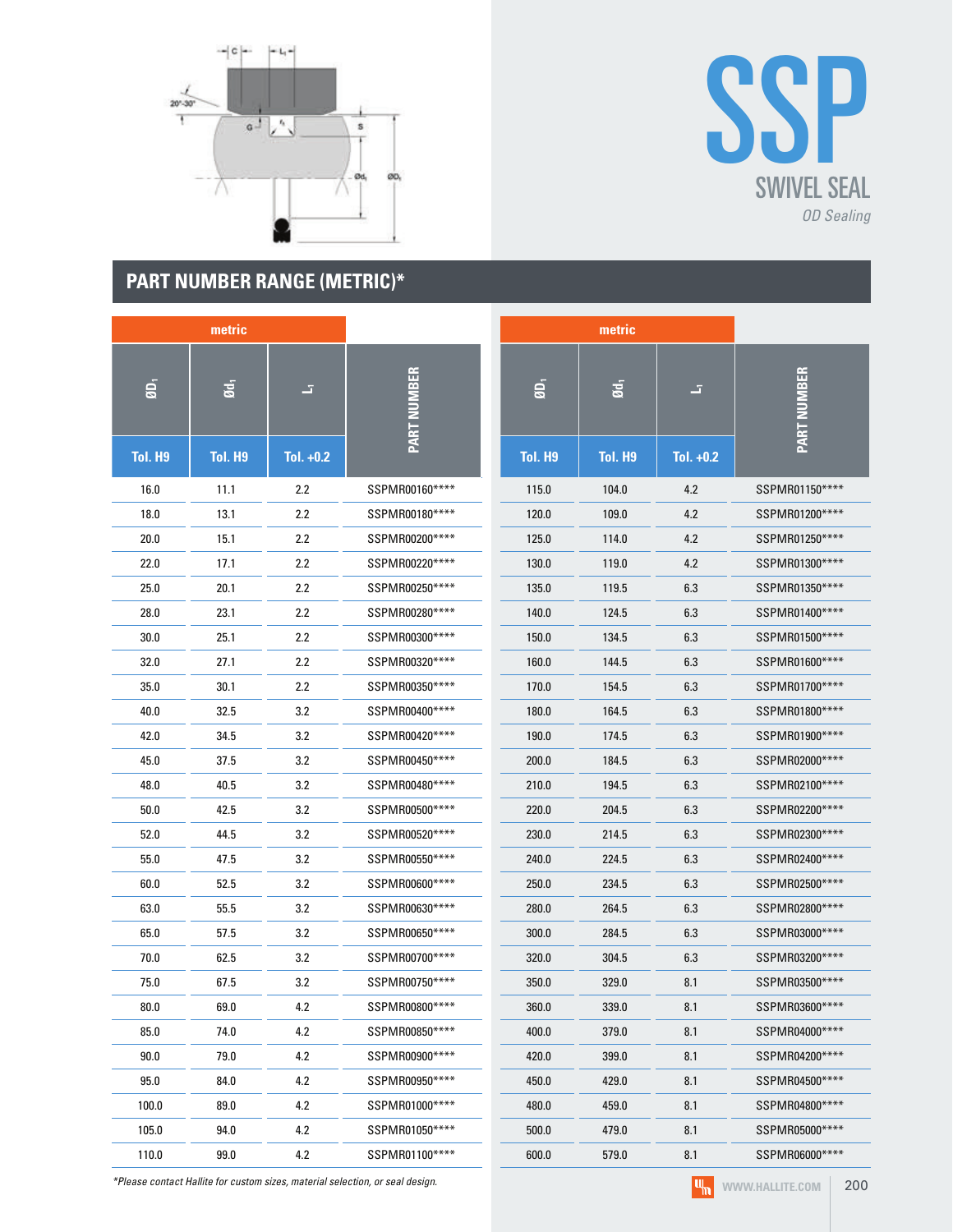# SSP

## SWIVEL SEAL

*OD Sealing*

## PART NUMBER RANGE (METRIC)*

| metric | | | |
|---|---|---|---|
| $ØD_1$ | $Ød_1$ | $L_1$ | PART NUMBER |
| Tol. H9 | Tol. H9 | Tol. +0.2 | |
| 16.0 | 11.1 | 2.2 | SSPMR00160**** |
| 18.0 | 13.1 | 2.2 | SSPMR00180**** |
| 20.0 | 15.1 | 2.2 | SSPMR00200**** |
| 22.0 | 17.1 | 2.2 | SSPMR00220**** |
| 25.0 | 20.1 | 2.2 | SSPMR00250**** |
| 28.0 | 23.1 | 2.2 | SSPMR00280**** |
| 30.0 | 25.1 | 2.2 | SSPMR00300**** |
| 32.0 | 27.1 | 2.2 | SSPMR00320**** |
| 35.0 | 30.1 | 2.2 | SSPMR00350**** |
| 40.0 | 32.5 | 3.2 | SSPMR00400**** |
| 42.0 | 34.5 | 3.2 | SSPMR00420**** |
| 45.0 | 37.5 | 3.2 | SSPMR00450**** |
| 48.0 | 40.5 | 3.2 | SSPMR00480**** |
| 50.0 | 42.5 | 3.2 | SSPMR00500**** |
| 52.0 | 44.5 | 3.2 | SSPMR00520**** |
| 55.0 | 47.5 | 3.2 | SSPMR00550**** |
| 60.0 | 52.5 | 3.2 | SSPMR00600**** |
| 63.0 | 55.5 | 3.2 | SSPMR00630**** |
| 65.0 | 57.5 | 3.2 | SSPMR00650**** |
| 70.0 | 62.5 | 3.2 | SSPMR00700**** |
| 75.0 | 67.5 | 3.2 | SSPMR00750**** |
| 80.0 | 69.0 | 4.2 | SSPMR00800**** |
| 85.0 | 74.0 | 4.2 | SSPMR00850**** |
| 90.0 | 79.0 | 4.2 | SSPMR00900**** |
| 95.0 | 84.0 | 4.2 | SSPMR00950**** |
| 100.0 | 89.0 | 4.2 | SSPMR01000**** |
| 105.0 | 94.0 | 4.2 | SSPMR01050**** |
| 110.0 | 99.0 | 4.2 | SSPMR01100**** |
| 115.0 | 104.0 | 4.2 | SSPMR01150**** |
| 120.0 | 109.0 | 4.2 | SSPMR01200**** |
| 125.0 | 114.0 | 4.2 | SSPMR01250**** |
| 130.0 | 119.0 | 4.2 | SSPMR01300**** |
| 135.0 | 119.5 | 6.3 | SSPMR01350**** |
| 140.0 | 124.5 | 6.3 | SSPMR01400**** |
| 150.0 | 134.5 | 6.3 | SSPMR01500**** |
| 160.0 | 144.5 | 6.3 | SSPMR01600**** |
| 170.0 | 154.5 | 6.3 | SSPMR01700**** |
| 180.0 | 164.5 | 6.3 | SSPMR01800**** |
| 190.0 | 174.5 | 6.3 | SSPMR01900**** |
| 200.0 | 184.5 | 6.3 | SSPMR02000**** |
| 210.0 | 194.5 | 6.3 | SSPMR02100**** |
| 220.0 | 204.5 | 6.3 | SSPMR02200**** |
| 230.0 | 214.5 | 6.3 | SSPMR02300**** |
| 240.0 | 224.5 | 6.3 | SSPMR02400**** |
| 250.0 | 234.5 | 6.3 | SSPMR02500**** |
| 280.0 | 264.5 | 6.3 | SSPMR02800**** |
| 300.0 | 284.5 | 6.3 | SSPMR03000**** |
| 320.0 | 304.5 | 6.3 | SSPMR03200**** |
| 350.0 | 329.0 | 8.1 | SSPMR03500**** |
| 360.0 | 339.0 | 8.1 | SSPMR03600**** |
| 400.0 | 379.0 | 8.1 | SSPMR04000**** |
| 420.0 | 399.0 | 8.1 | SSPMR04200**** |
| 450.0 | 429.0 | 8.1 | SSPMR04500**** |
| 480.0 | 459.0 | 8.1 | SSPMR04800**** |
| 500.0 | 479.0 | 8.1 | SSPMR05000**** |
| 600.0 | 579.0 | 8.1 | SSPMR06000**** |

*Please contact Hallite for custom sizes, material selection, or seal design.

WWW.HALLITE.COM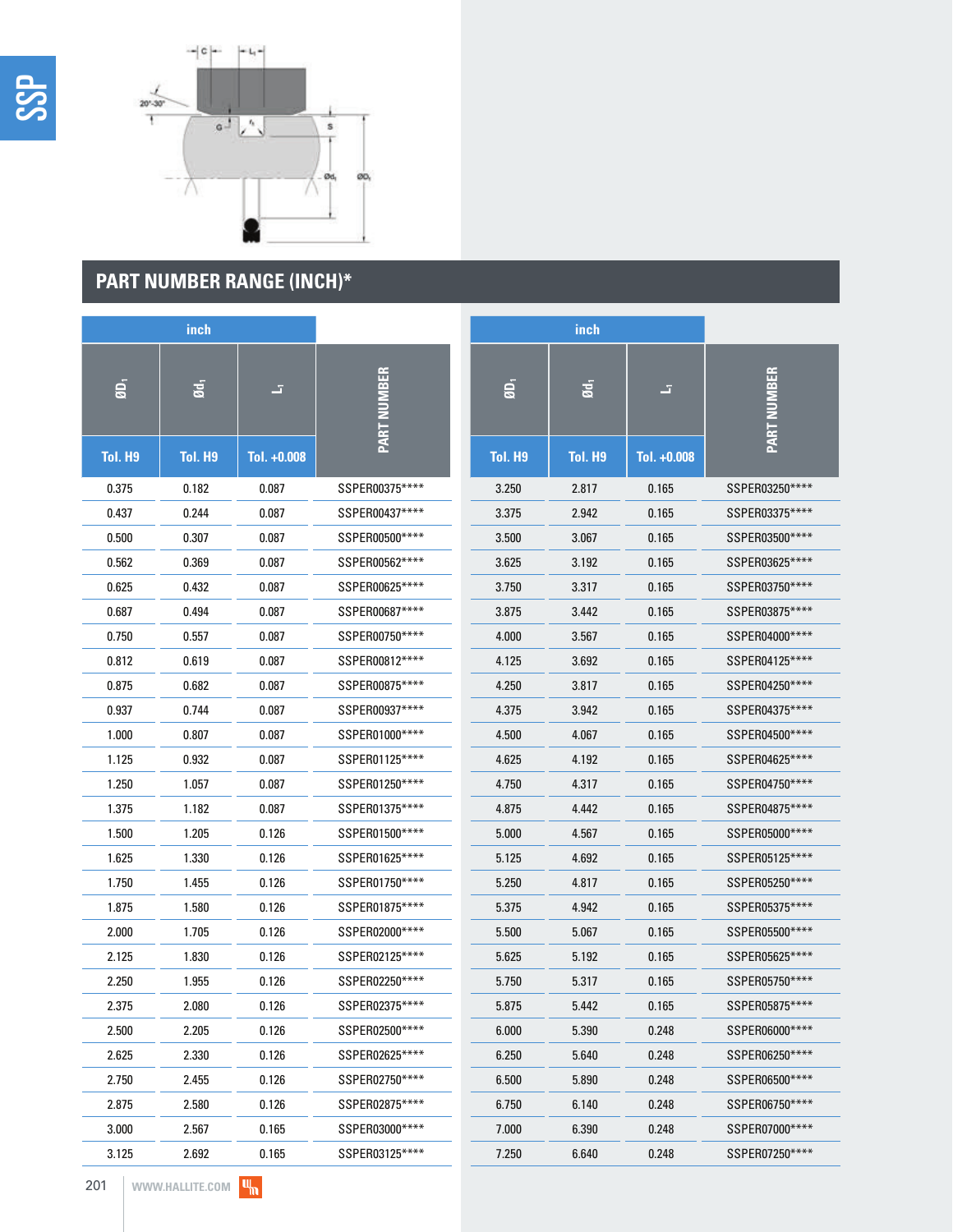## PART NUMBER RANGE (INCH)*

| inch | | | |
|---|---|---|---|
| ØD1 Tol. H9 | Ød1 Tol. H9 | L1 Tol. +0.008 | PART NUMBER |
| 0.375 | 0.182 | 0.087 | SSPER00375**** |
| 0.437 | 0.244 | 0.087 | SSPER00437**** |
| 0.500 | 0.307 | 0.087 | SSPER00500**** |
| 0.562 | 0.369 | 0.087 | SSPER00562**** |
| 0.625 | 0.432 | 0.087 | SSPER00625**** |
| 0.687 | 0.494 | 0.087 | SSPER00687**** |
| 0.750 | 0.557 | 0.087 | SSPER00750**** |
| 0.812 | 0.619 | 0.087 | SSPER00812**** |
| 0.875 | 0.682 | 0.087 | SSPER00875**** |
| 0.937 | 0.744 | 0.087 | SSPER00937**** |
| 1.000 | 0.807 | 0.087 | SSPER01000**** |
| 1.125 | 0.932 | 0.087 | SSPER01125**** |
| 1.250 | 1.057 | 0.087 | SSPER01250**** |
| 1.375 | 1.182 | 0.087 | SSPER01375**** |
| 1.500 | 1.205 | 0.126 | SSPER01500**** |
| 1.625 | 1.330 | 0.126 | SSPER01625**** |
| 1.750 | 1.455 | 0.126 | SSPER01750**** |
| 1.875 | 1.580 | 0.126 | SSPER01875**** |
| 2.000 | 1.705 | 0.126 | SSPER02000**** |
| 2.125 | 1.830 | 0.126 | SSPER02125**** |
| 2.250 | 1.955 | 0.126 | SSPER02250**** |
| 2.375 | 2.080 | 0.126 | SSPER02375**** |
| 2.500 | 2.205 | 0.126 | SSPER02500**** |
| 2.625 | 2.330 | 0.126 | SSPER02625**** |
| 2.750 | 2.455 | 0.126 | SSPER02750**** |
| 2.875 | 2.580 | 0.126 | SSPER02875**** |
| 3.000 | 2.567 | 0.165 | SSPER03000**** |
| 3.125 | 2.692 | 0.165 | SSPER03125**** |
| 3.250 | 2.817 | 0.165 | SSPER03250**** |
| 3.375 | 2.942 | 0.165 | SSPER03375**** |
| 3.500 | 3.067 | 0.165 | SSPER03500**** |
| 3.625 | 3.192 | 0.165 | SSPER03625**** |
| 3.750 | 3.317 | 0.165 | SSPER03750**** |
| 3.875 | 3.442 | 0.165 | SSPER03875**** |
| 4.000 | 3.567 | 0.165 | SSPER04000**** |
| 4.125 | 3.692 | 0.165 | SSPER04125**** |
| 4.250 | 3.817 | 0.165 | SSPER04250**** |
| 4.375 | 3.942 | 0.165 | SSPER04375**** |
| 4.500 | 4.067 | 0.165 | SSPER04500**** |
| 4.625 | 4.192 | 0.165 | SSPER04625**** |
| 4.750 | 4.317 | 0.165 | SSPER04750**** |
| 4.875 | 4.442 | 0.165 | SSPER04875**** |
| 5.000 | 4.567 | 0.165 | SSPER05000**** |
| 5.125 | 4.692 | 0.165 | SSPER05125**** |
| 5.250 | 4.817 | 0.165 | SSPER05250**** |
| 5.375 | 4.942 | 0.165 | SSPER05375**** |
| 5.500 | 5.067 | 0.165 | SSPER05500**** |
| 5.625 | 5.192 | 0.165 | SSPER05625**** |
| 5.750 | 5.317 | 0.165 | SSPER05750**** |
| 5.875 | 5.442 | 0.165 | SSPER05875**** |
| 6.000 | 5.390 | 0.248 | SSPER06000**** |
| 6.250 | 5.640 | 0.248 | SSPER06250**** |
| 6.500 | 5.890 | 0.248 | SSPER06500**** |
| 6.750 | 6.140 | 0.248 | SSPER06750**** |
| 7.000 | 6.390 | 0.248 | SSPER07000**** |
| 7.250 | 6.640 | 0.248 | SSPER07250**** |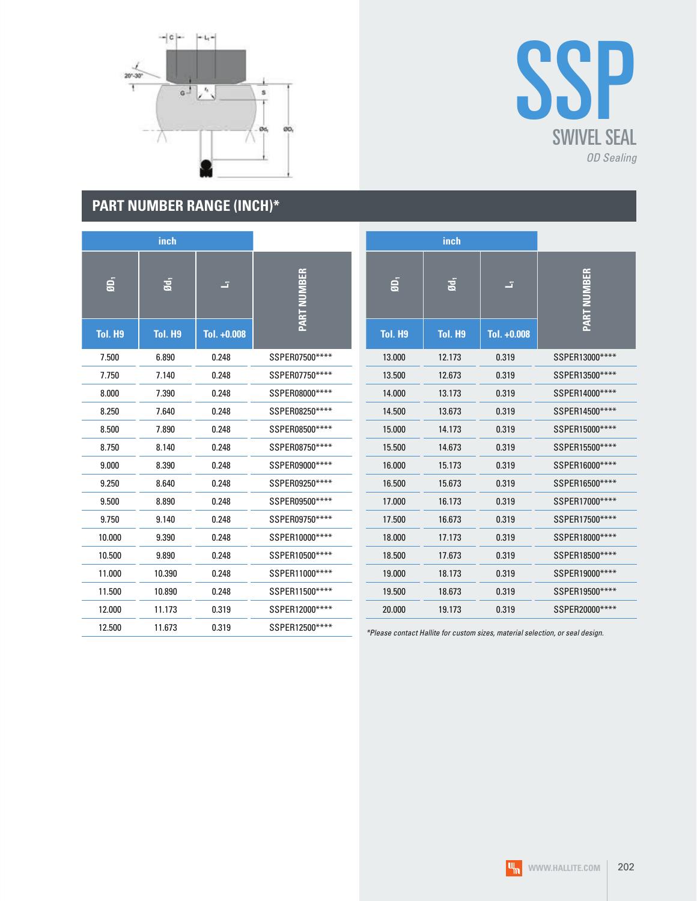# SSP

SWIVEL SEAL

*OD Sealing*

## PART NUMBER RANGE (INCH)*

| inch | | | |
|---|---|---|---|
| $ØD_1$ | $Ød_1$ | $L_1$ | PART NUMBER |
| Tol. H9 | Tol. H9 | Tol. +0.008 | |
| 7.500 | 6.890 | 0.248 | SSPER07500**** |
| 7.750 | 7.140 | 0.248 | SSPER07750**** |
| 8.000 | 7.390 | 0.248 | SSPER08000**** |
| 8.250 | 7.640 | 0.248 | SSPER08250**** |
| 8.500 | 7.890 | 0.248 | SSPER08500**** |
| 8.750 | 8.140 | 0.248 | SSPER08750**** |
| 9.000 | 8.390 | 0.248 | SSPER09000**** |
| 9.250 | 8.640 | 0.248 | SSPER09250**** |
| 9.500 | 8.890 | 0.248 | SSPER09500**** |
| 9.750 | 9.140 | 0.248 | SSPER09750**** |
| 10.000 | 9.390 | 0.248 | SSPER10000**** |
| 10.500 | 9.890 | 0.248 | SSPER10500**** |
| 11.000 | 10.390 | 0.248 | SSPER11000**** |
| 11.500 | 10.890 | 0.248 | SSPER11500**** |
| 12.000 | 11.173 | 0.319 | SSPER12000**** |
| 12.500 | 11.673 | 0.319 | SSPER12500**** |
| 13.000 | 12.173 | 0.319 | SSPER13000**** |
| 13.500 | 12.673 | 0.319 | SSPER13500**** |
| 14.000 | 13.173 | 0.319 | SSPER14000**** |
| 14.500 | 13.673 | 0.319 | SSPER14500**** |
| 15.000 | 14.173 | 0.319 | SSPER15000**** |
| 15.500 | 14.673 | 0.319 | SSPER15500**** |
| 16.000 | 15.173 | 0.319 | SSPER16000**** |
| 16.500 | 15.673 | 0.319 | SSPER16500**** |
| 17.000 | 16.173 | 0.319 | SSPER17000**** |
| 17.500 | 16.673 | 0.319 | SSPER17500**** |
| 18.000 | 17.173 | 0.319 | SSPER18000**** |
| 18.500 | 17.673 | 0.319 | SSPER18500**** |
| 19.000 | 18.173 | 0.319 | SSPER19000**** |
| 19.500 | 18.673 | 0.319 | SSPER19500**** |
| 20.000 | 19.173 | 0.319 | SSPER20000**** |

*\*Please contact Hallite for custom sizes, material selection, or seal design.*

WWW.HALLITE.COM